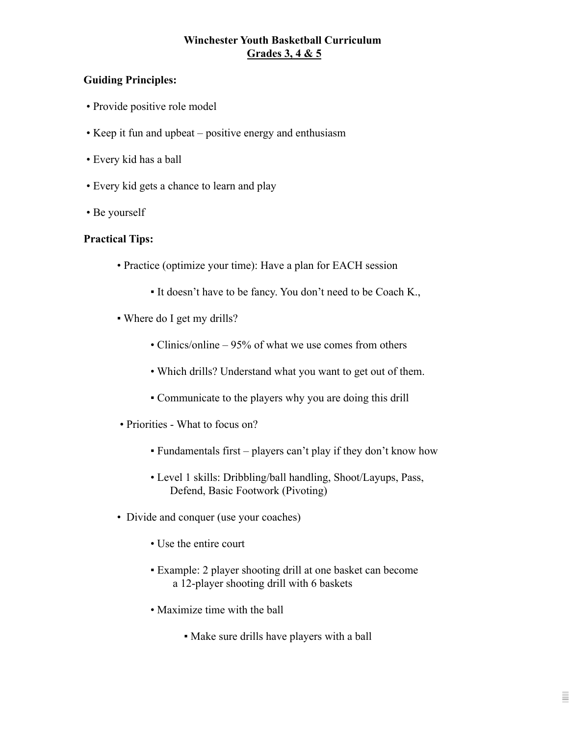# Winchester Youth Basketball Curriculum

## Grades 3, 4 & 5

### Guiding Principles:

- Provide positive role model
- Keep it fun and upbeat – positive energy and enthusiasm
- Every kid has a ball
- Every kid gets a chance to learn and play
- Be yourself

### Practical Tips:

- Practice (optimize your time): Have a plan for EACH session
  - It doesn't have to be fancy. You don't need to be Coach K.,
- Where do I get my drills?
  - Clinics/online – 95% of what we use comes from others
  - Which drills? Understand what you want to get out of them.
  - Communicate to the players why you are doing this drill
- Priorities - What to focus on?
  - Fundamentals first – players can't play if they don't know how
  - Level 1 skills: Dribbling/ball handling, Shoot/Layups, Pass, Defend, Basic Footwork (Pivoting)
- Divide and conquer (use your coaches)
  - Use the entire court
  - Example: 2 player shooting drill at one basket can become a 12-player shooting drill with 6 baskets
  - Maximize time with the ball
    - Make sure drills have players with a ball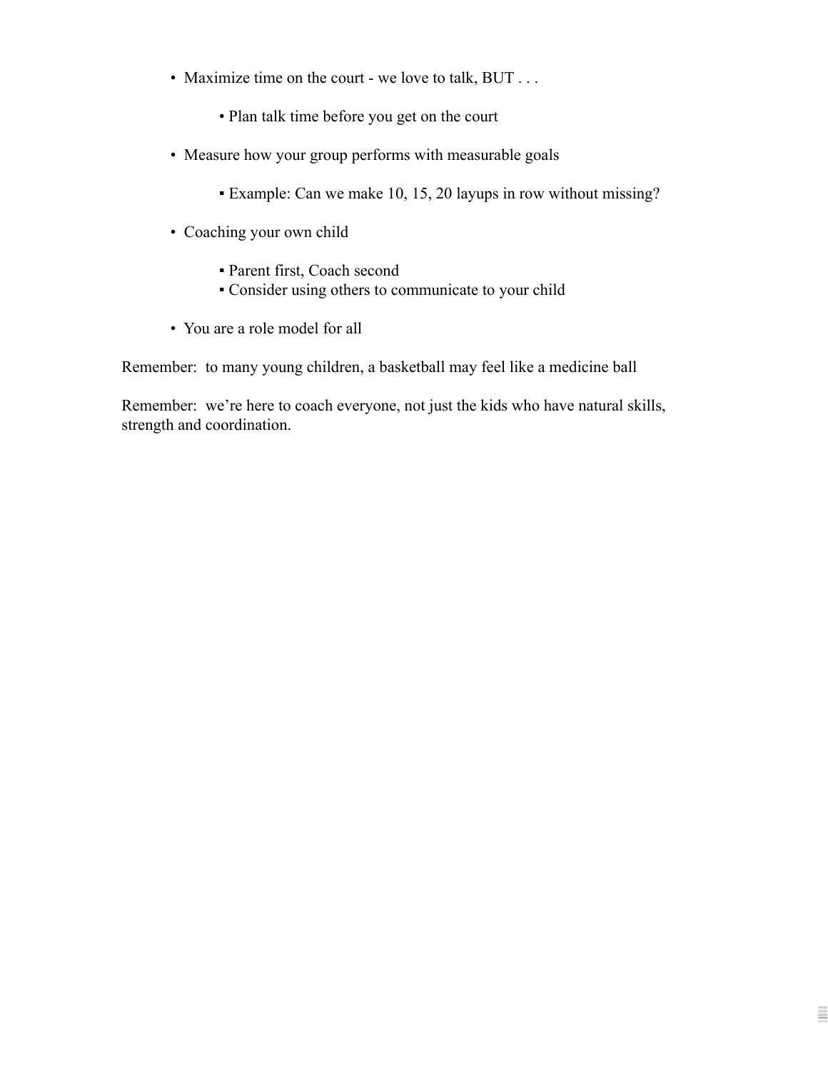- Maximize time on the court - we love to talk, BUT . . .
    - Plan talk time before you get on the court
- Measure how your group performs with measurable goals
    - Example: Can we make 10, 15, 20 layups in row without missing?
- Coaching your own child
    - Parent first, Coach second
    - Consider using others to communicate to your child
- You are a role model for all

Remember: to many young children, a basketball may feel like a medicine ball

Remember: we're here to coach everyone, not just the kids who have natural skills, strength and coordination.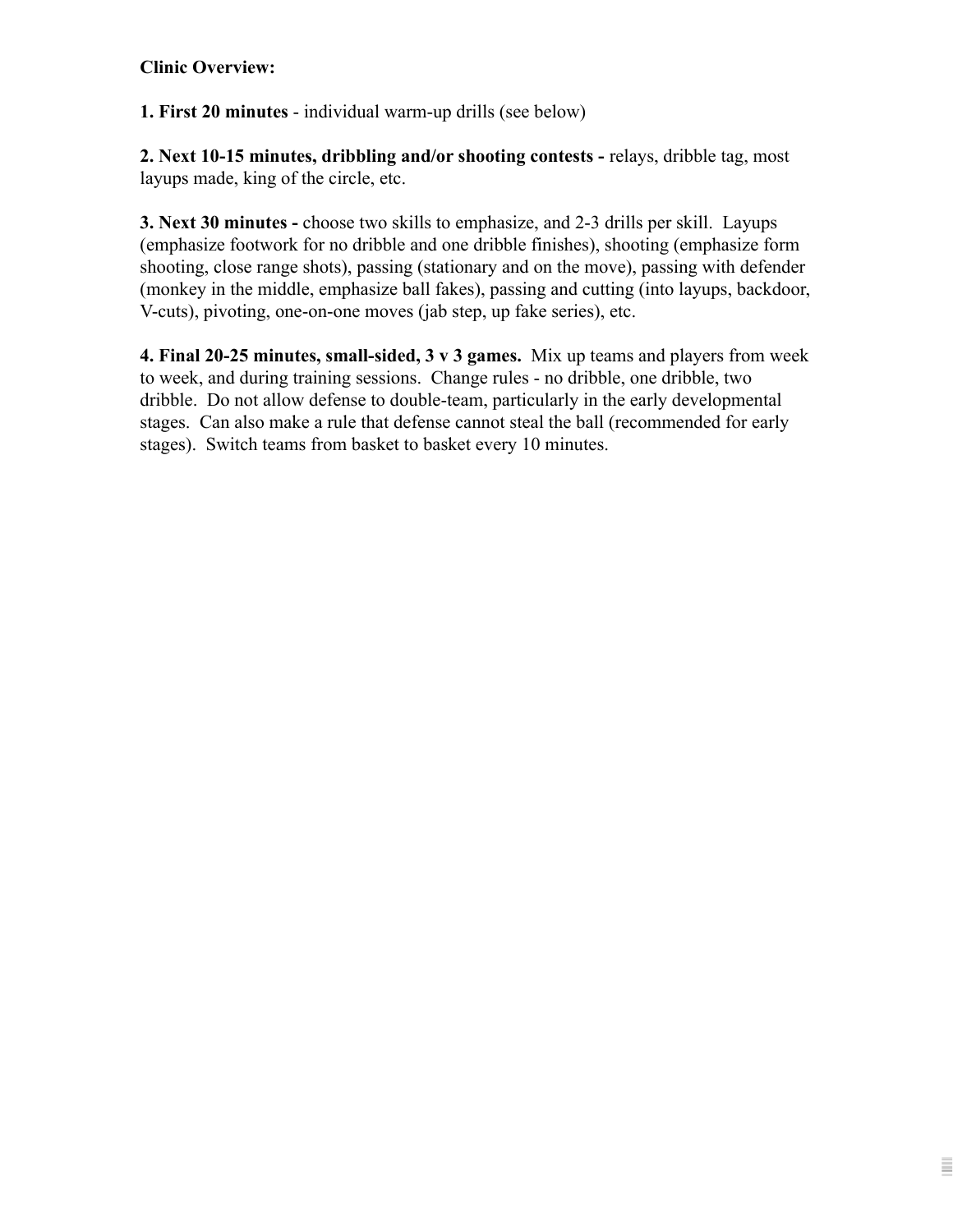**Clinic Overview:**

**1. First 20 minutes** - individual warm-up drills (see below)

**2. Next 10-15 minutes, dribbling and/or shooting contests -** relays, dribble tag, most layups made, king of the circle, etc.

**3. Next 30 minutes -** choose two skills to emphasize, and 2-3 drills per skill. Layups (emphasize footwork for no dribble and one dribble finishes), shooting (emphasize form shooting, close range shots), passing (stationary and on the move), passing with defender (monkey in the middle, emphasize ball fakes), passing and cutting (into layups, backdoor, V-cuts), pivoting, one-on-one moves (jab step, up fake series), etc.

**4. Final 20-25 minutes, small-sided, 3 v 3 games.** Mix up teams and players from week to week, and during training sessions. Change rules - no dribble, one dribble, two dribble. Do not allow defense to double-team, particularly in the early developmental stages. Can also make a rule that defense cannot steal the ball (recommended for early stages). Switch teams from basket to basket every 10 minutes.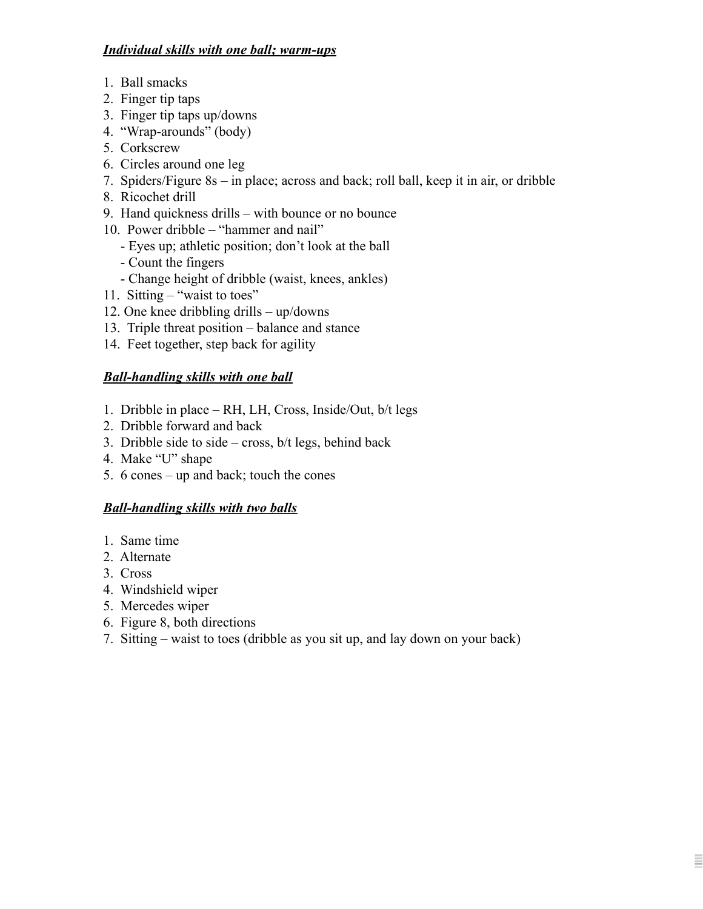***Individual skills with one ball; warm-ups***

1. Ball smacks
2. Finger tip taps
3. Finger tip taps up/downs
4. "Wrap-arounds" (body)
5. Corkscrew
6. Circles around one leg
7. Spiders/Figure 8s – in place; across and back; roll ball, keep it in air, or dribble
8. Ricochet drill
9. Hand quickness drills – with bounce or no bounce
10. Power dribble – "hammer and nail"
    - Eyes up; athletic position; don't look at the ball
    - Count the fingers
    - Change height of dribble (waist, knees, ankles)
11. Sitting – "waist to toes"
12. One knee dribbling drills – up/downs
13. Triple threat position – balance and stance
14. Feet together, step back for agility

***Ball-handling skills with one ball***

1. Dribble in place – RH, LH, Cross, Inside/Out, b/t legs
2. Dribble forward and back
3. Dribble side to side – cross, b/t legs, behind back
4. Make "U" shape
5. 6 cones – up and back; touch the cones

***Ball-handling skills with two balls***

1. Same time
2. Alternate
3. Cross
4. Windshield wiper
5. Mercedes wiper
6. Figure 8, both directions
7. Sitting – waist to toes (dribble as you sit up, and lay down on your back)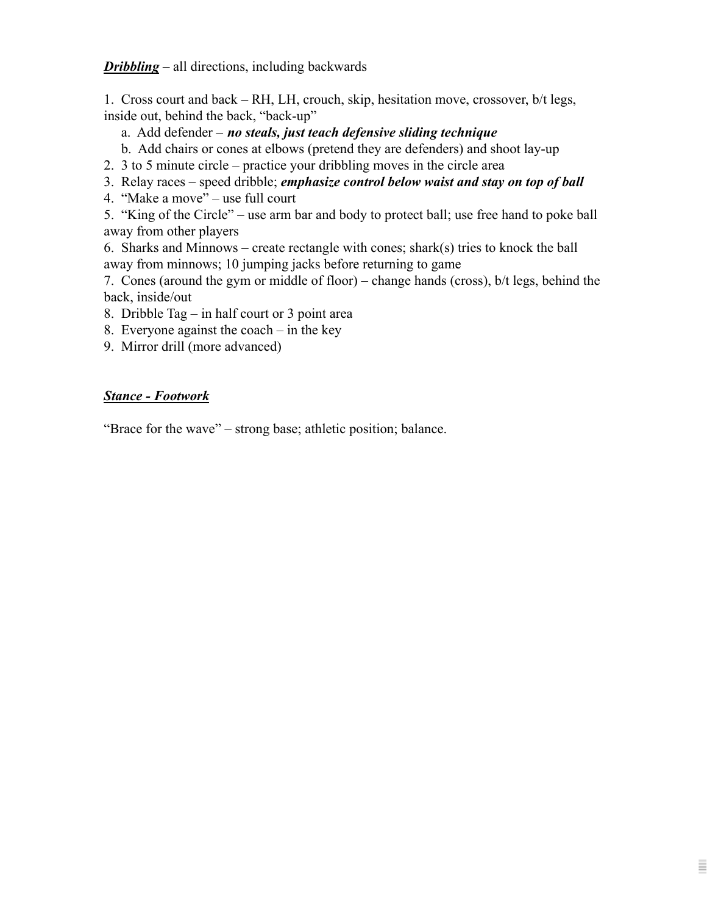***<u>Dribbling</u>*** – all directions, including backwards

1. Cross court and back – RH, LH, crouch, skip, hesitation move, crossover, b/t legs, inside out, behind the back, "back-up"
   a. Add defender – ***no steals, just teach defensive sliding technique***
   b. Add chairs or cones at elbows (pretend they are defenders) and shoot lay-up
2. 3 to 5 minute circle – practice your dribbling moves in the circle area
3. Relay races – speed dribble; ***emphasize control below waist and stay on top of ball***
4. "Make a move" – use full court
5. "King of the Circle" – use arm bar and body to protect ball; use free hand to poke ball away from other players
6. Sharks and Minnows – create rectangle with cones; shark(s) tries to knock the ball away from minnows; 10 jumping jacks before returning to game
7. Cones (around the gym or middle of floor) – change hands (cross), b/t legs, behind the back, inside/out

8. Dribble Tag – in half court or 3 point area

8. Everyone against the coach – in the key

9. Mirror drill (more advanced)

***<u>Stance - Footwork</u>***

"Brace for the wave" – strong base; athletic position; balance.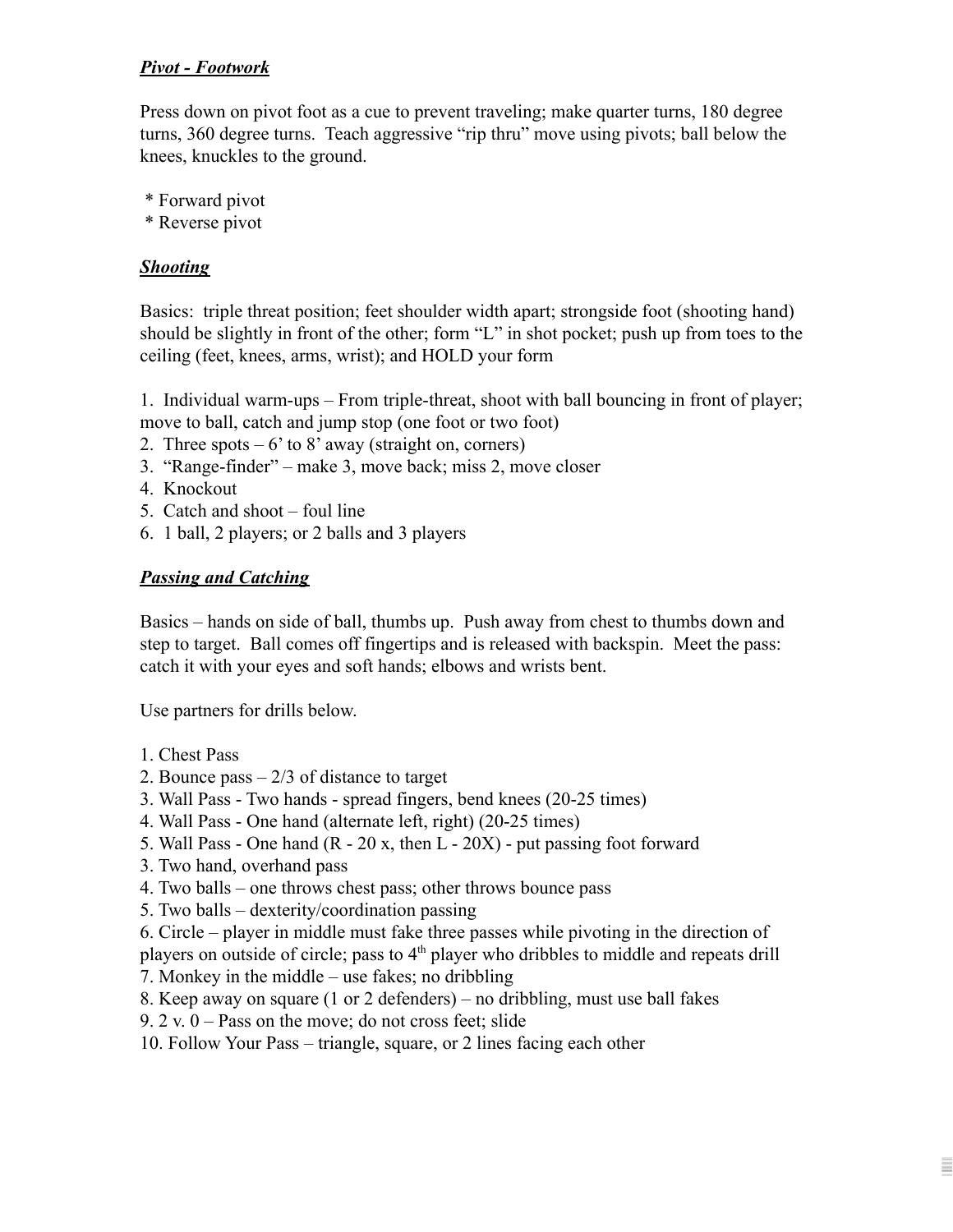***Pivot - Footwork***

Press down on pivot foot as a cue to prevent traveling; make quarter turns, 180 degree turns, 360 degree turns. Teach aggressive "rip thru" move using pivots; ball below the knees, knuckles to the ground.

* Forward pivot
* Reverse pivot

***Shooting***

Basics: triple threat position; feet shoulder width apart; strongside foot (shooting hand) should be slightly in front of the other; form "L" in shot pocket; push up from toes to the ceiling (feet, knees, arms, wrist); and HOLD your form

1. Individual warm-ups – From triple-threat, shoot with ball bouncing in front of player; move to ball, catch and jump stop (one foot or two foot)
2. Three spots – 6' to 8' away (straight on, corners)
3. "Range-finder" – make 3, move back; miss 2, move closer
4. Knockout
5. Catch and shoot – foul line
6. 1 ball, 2 players; or 2 balls and 3 players

***Passing and Catching***

Basics – hands on side of ball, thumbs up. Push away from chest to thumbs down and step to target. Ball comes off fingertips and is released with backspin. Meet the pass: catch it with your eyes and soft hands; elbows and wrists bent.

Use partners for drills below.

1. Chest Pass
2. Bounce pass – 2/3 of distance to target
3. Wall Pass - Two hands - spread fingers, bend knees (20-25 times)
4. Wall Pass - One hand (alternate left, right) (20-25 times)
5. Wall Pass - One hand (R - 20 x, then L - 20X) - put passing foot forward
3. Two hand, overhand pass
4. Two balls – one throws chest pass; other throws bounce pass
5. Two balls – dexterity/coordination passing
6. Circle – player in middle must fake three passes while pivoting in the direction of players on outside of circle; pass to 4th player who dribbles to middle and repeats drill
7. Monkey in the middle – use fakes; no dribbling
8. Keep away on square (1 or 2 defenders) – no dribbling, must use ball fakes
9. 2 v. 0 – Pass on the move; do not cross feet; slide
10. Follow Your Pass – triangle, square, or 2 lines facing each other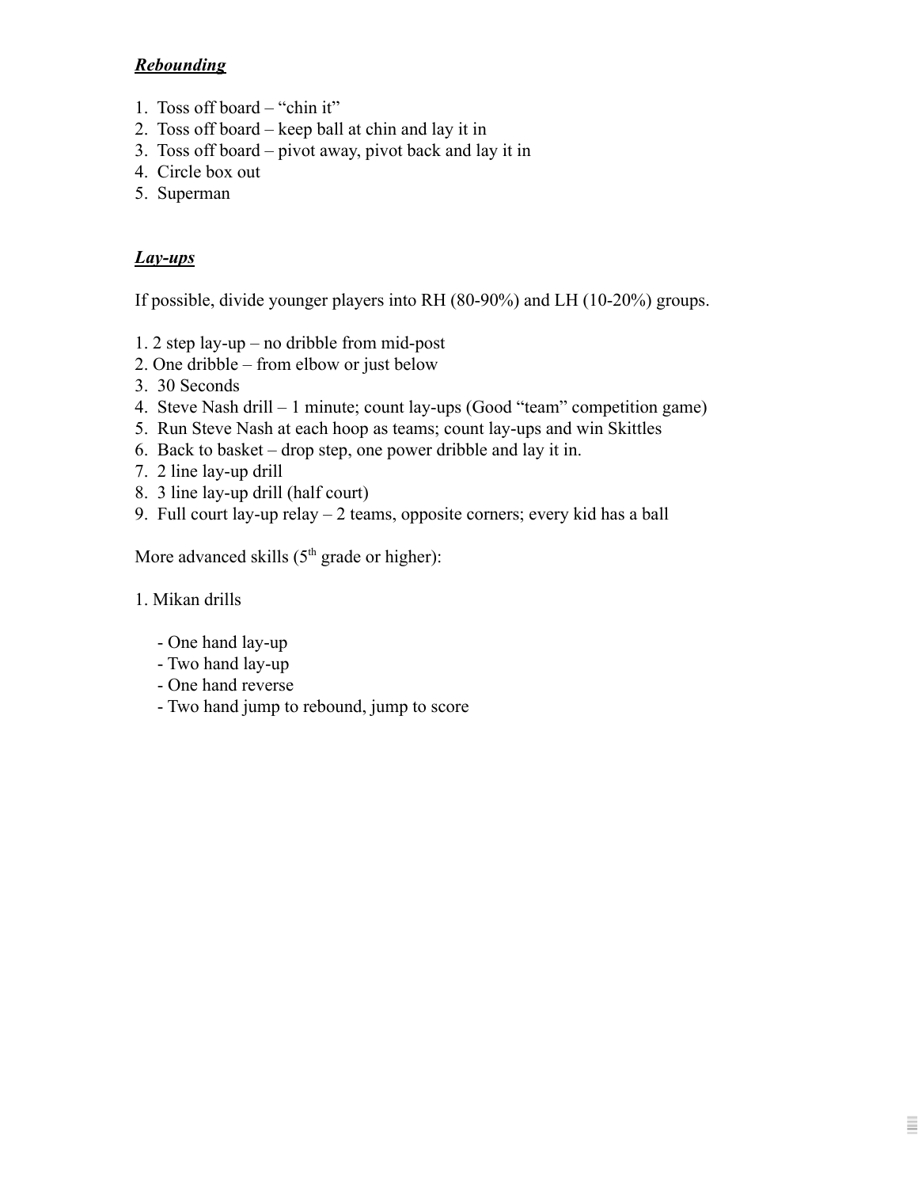***Rebounding***

1. Toss off board – "chin it"
2. Toss off board – keep ball at chin and lay it in
3. Toss off board – pivot away, pivot back and lay it in
4. Circle box out
5. Superman

***Lay-ups***

If possible, divide younger players into RH (80-90%) and LH (10-20%) groups.

1. 2 step lay-up – no dribble from mid-post
2. One dribble – from elbow or just below
3. 30 Seconds
4. Steve Nash drill – 1 minute; count lay-ups (Good "team" competition game)
5. Run Steve Nash at each hoop as teams; count lay-ups and win Skittles
6. Back to basket – drop step, one power dribble and lay it in.
7. 2 line lay-up drill
8. 3 line lay-up drill (half court)
9. Full court lay-up relay – 2 teams, opposite corners; every kid has a ball

More advanced skills (5th grade or higher):

1. Mikan drills

   - One hand lay-up
   - Two hand lay-up
   - One hand reverse
   - Two hand jump to rebound, jump to score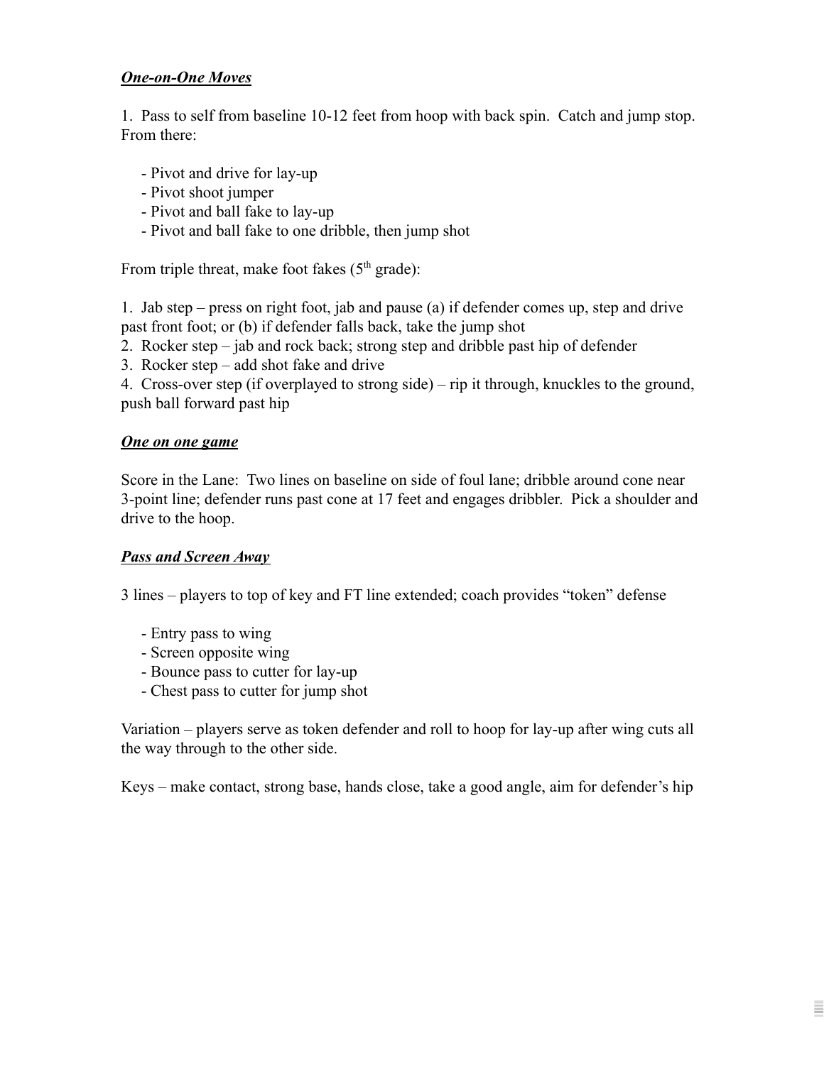***One-on-One Moves***

1. Pass to self from baseline 10-12 feet from hoop with back spin. Catch and jump stop. From there:

- Pivot and drive for lay-up
- Pivot shoot jumper
- Pivot and ball fake to lay-up
- Pivot and ball fake to one dribble, then jump shot

From triple threat, make foot fakes (5th grade):

1. Jab step – press on right foot, jab and pause (a) if defender comes up, step and drive past front foot; or (b) if defender falls back, take the jump shot
2. Rocker step – jab and rock back; strong step and dribble past hip of defender
3. Rocker step – add shot fake and drive
4. Cross-over step (if overplayed to strong side) – rip it through, knuckles to the ground, push ball forward past hip

***One on one game***

Score in the Lane: Two lines on baseline on side of foul lane; dribble around cone near 3-point line; defender runs past cone at 17 feet and engages dribbler. Pick a shoulder and drive to the hoop.

***Pass and Screen Away***

3 lines – players to top of key and FT line extended; coach provides "token" defense

- Entry pass to wing
- Screen opposite wing
- Bounce pass to cutter for lay-up
- Chest pass to cutter for jump shot

Variation – players serve as token defender and roll to hoop for lay-up after wing cuts all the way through to the other side.

Keys – make contact, strong base, hands close, take a good angle, aim for defender's hip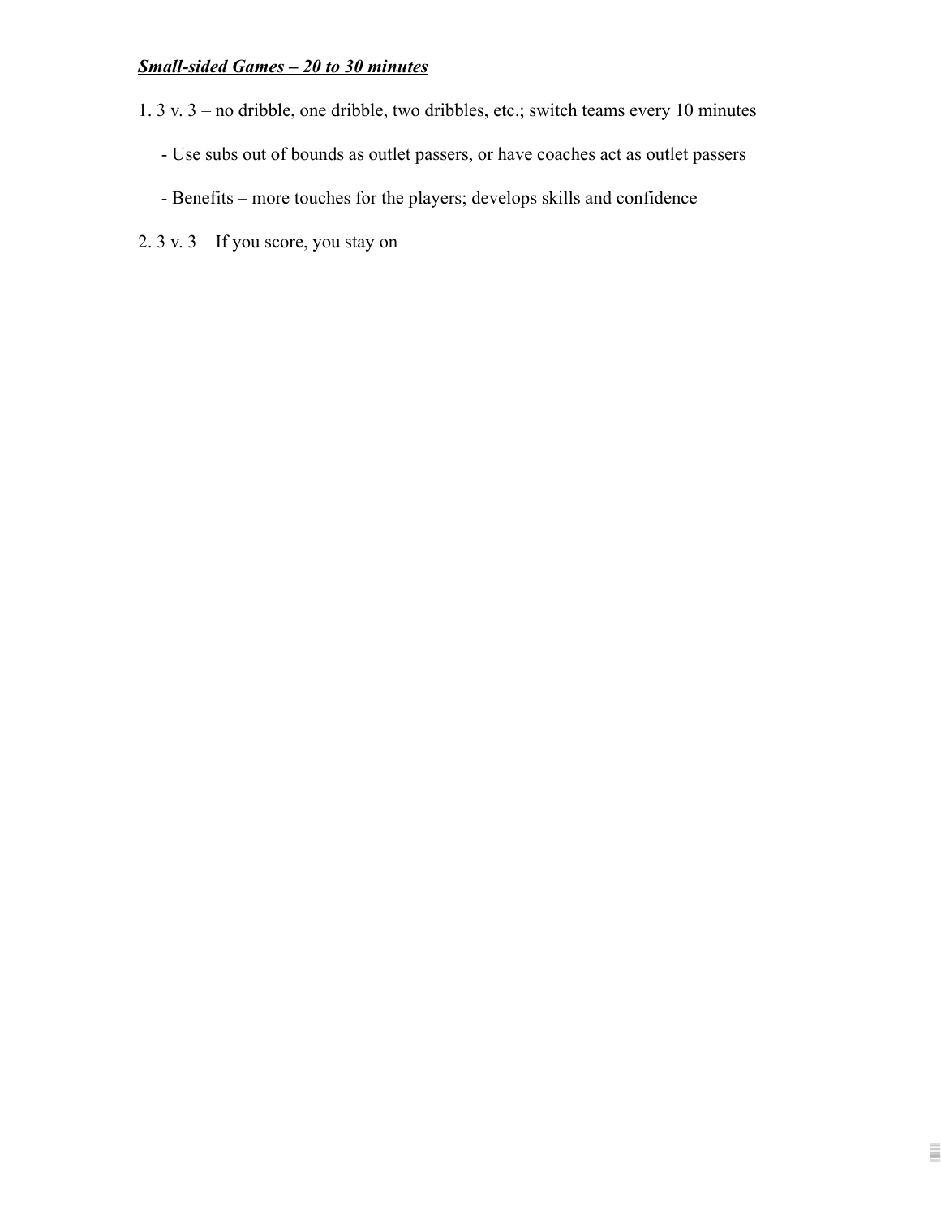***<u>Small-sided Games – 20 to 30 minutes</u>***

1. 3 v. 3 – no dribble, one dribble, two dribbles, etc.; switch teams every 10 minutes

   - Use subs out of bounds as outlet passers, or have coaches act as outlet passers

   - Benefits – more touches for the players; develops skills and confidence

2. 3 v. 3 – If you score, you stay on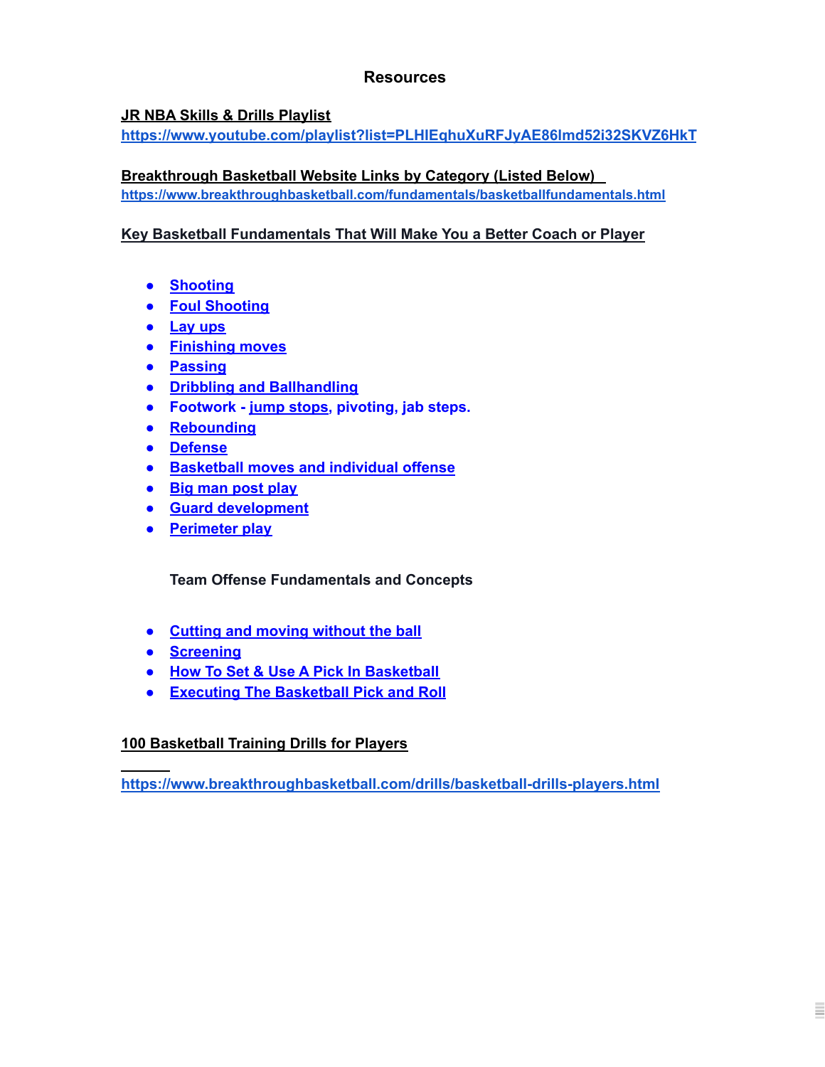# Resources

**JR NBA Skills & Drills Playlist**
https://www.youtube.com/playlist?list=PLHIEqhuXuRFJyAE86lmd52i32SKVZ6HkT

**Breakthrough Basketball Website Links by Category (Listed Below)**
https://www.breakthroughbasketball.com/fundamentals/basketballfundamentals.html

**Key Basketball Fundamentals That Will Make You a Better Coach or Player**

- Shooting
- Foul Shooting
- Lay ups
- Finishing moves
- Passing
- Dribbling and Ballhandling
- Footwork - jump stops, pivoting, jab steps.
- Rebounding
- Defense
- Basketball moves and individual offense
- Big man post play
- Guard development
- Perimeter play

**Team Offense Fundamentals and Concepts**

- Cutting and moving without the ball
- Screening
- How To Set & Use A Pick In Basketball
- Executing The Basketball Pick and Roll

**100 Basketball Training Drills for Players**

https://www.breakthroughbasketball.com/drills/basketball-drills-players.html